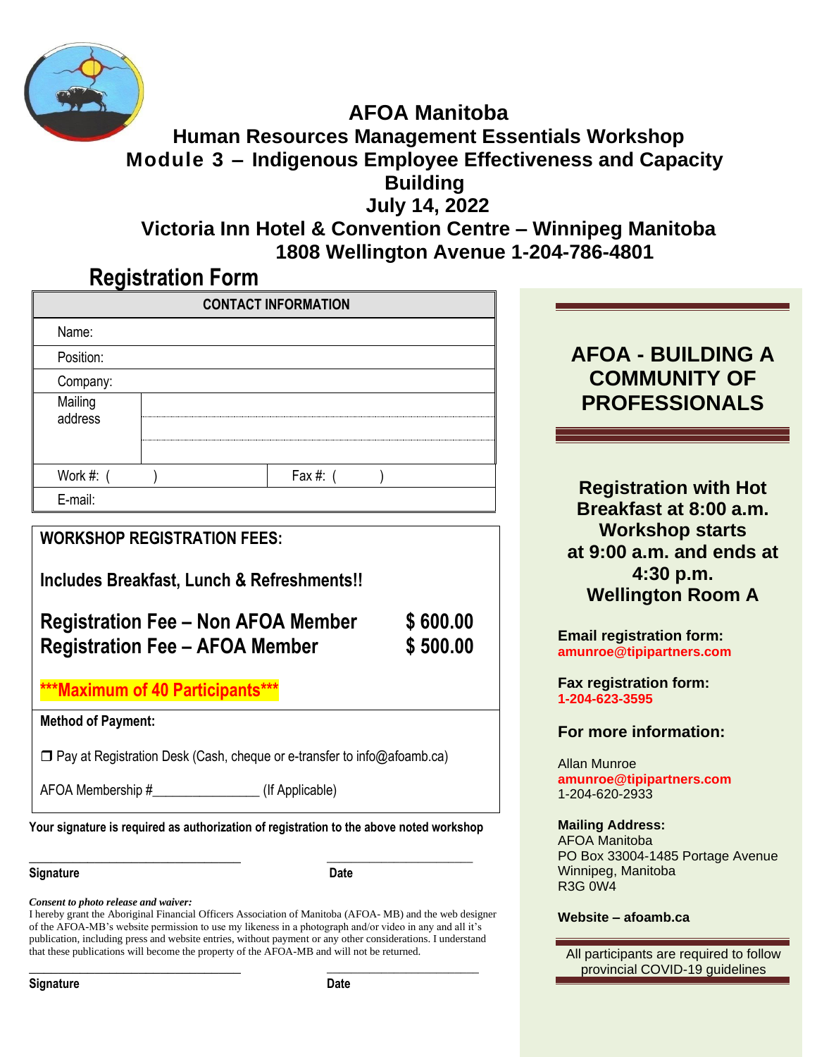# AFOA Manitoba

## Human Resources Management Essentials Workshop

## Module 3 – Indigenous Employee Effectiveness and Capacity Building

## July 14, 2022

## Victoria Inn Hotel & Convention Centre – Winnipeg Manitoba

## 1808 Wellington Avenue 1-204-786-4801

# Registration Form

| CONTACT INFORMATION | | | |
|---|---|---|---|
| Name: | | | |
| Position: | | | |
| Company: | | | |
| Mailing address | | | |
| Work #: ( ) | | Fax #: ( ) | |
| E-mail: | | | |

**WORKSHOP REGISTRATION FEES:**

**Includes Breakfast, Lunch & Refreshments!!**

| | |
|---|---|
| **Registration Fee – Non AFOA Member** | **$ 600.00** |
| **Registration Fee – AFOA Member** | **$ 500.00** |

**\*\*\*Maximum of 40 Participants\*\*\***

**Method of Payment:**

❒ Pay at Registration Desk (Cash, cheque or e-transfer to info@afoamb.ca)

AFOA Membership #_______________ (If Applicable)

**Your signature is required as authorization of registration to the above noted workshop**

_________________________________ ______________________

**Signature** **Date**

***Consent to photo release and waiver:***

I hereby grant the Aboriginal Financial Officers Association of Manitoba (AFOA- MB) and the web designer of the AFOA-MB's website permission to use my likeness in a photograph and/or video in any and all it's publication, including press and website entries, without payment or any other considerations. I understand that these publications will become the property of the AFOA-MB and will not be returned.

_________________________________ ______________________

**Signature** **Date**

## AFOA - BUILDING A COMMUNITY OF PROFESSIONALS

**Registration with Hot Breakfast at 8:00 a.m.**
**Workshop starts at 9:00 a.m. and ends at 4:30 p.m.**
**Wellington Room A**

**Email registration form:**
**amunroe@tipipartners.com**

**Fax registration form:**
**1-204-623-3595**

**For more information:**

Allan Munroe
**amunroe@tipipartners.com**
1-204-620-2933

**Mailing Address:**
AFOA Manitoba
PO Box 33004-1485 Portage Avenue
Winnipeg, Manitoba
R3G 0W4

**Website – afoamb.ca**

All participants are required to follow provincial COVID-19 guidelines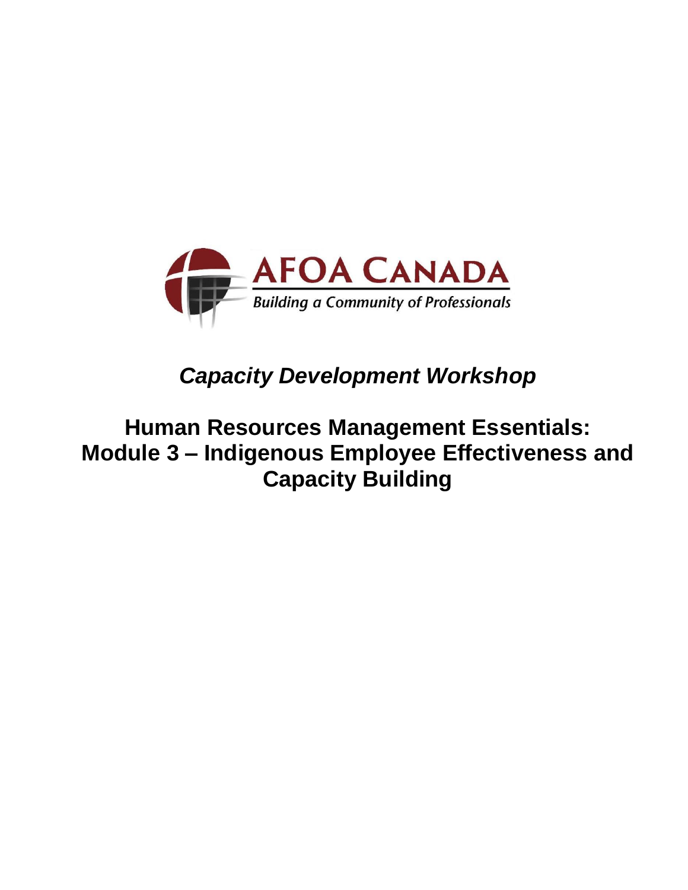AFOA CANADA

*Building a Community of Professionals*

# *Capacity Development Workshop*

# Human Resources Management Essentials: Module 3 – Indigenous Employee Effectiveness and Capacity Building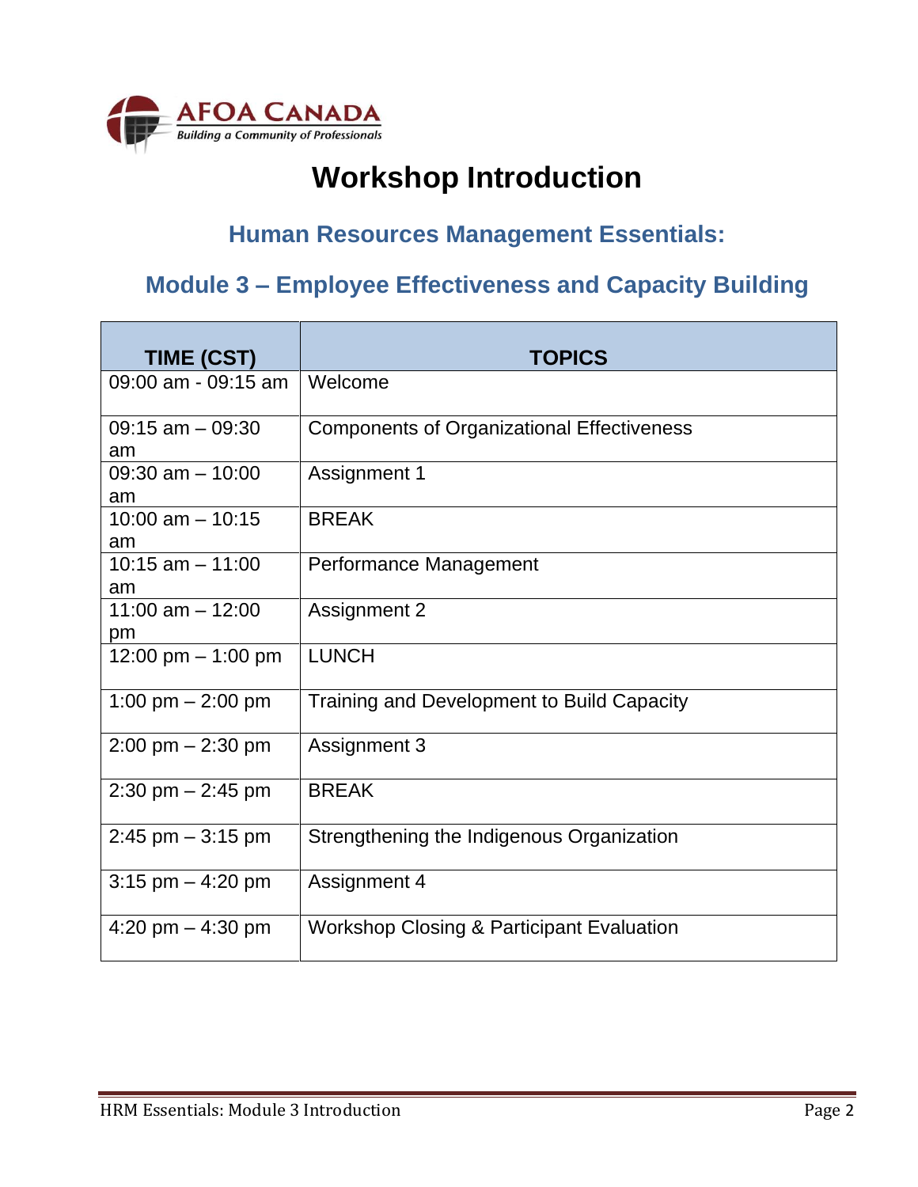AFOA CANADA
*Building a Community of Professionals*

# Workshop Introduction

## Human Resources Management Essentials:

## Module 3 – Employee Effectiveness and Capacity Building

| TIME (CST) | TOPICS |
|---|---|
| 09:00 am - 09:15 am | Welcome |
| 09:15 am – 09:30 am | Components of Organizational Effectiveness |
| 09:30 am – 10:00 am | Assignment 1 |
| 10:00 am – 10:15 am | BREAK |
| 10:15 am – 11:00 am | Performance Management |
| 11:00 am – 12:00 pm | Assignment 2 |
| 12:00 pm – 1:00 pm | LUNCH |
| 1:00 pm – 2:00 pm | Training and Development to Build Capacity |
| 2:00 pm – 2:30 pm | Assignment 3 |
| 2:30 pm – 2:45 pm | BREAK |
| 2:45 pm – 3:15 pm | Strengthening the Indigenous Organization |
| 3:15 pm – 4:20 pm | Assignment 4 |
| 4:20 pm – 4:30 pm | Workshop Closing & Participant Evaluation |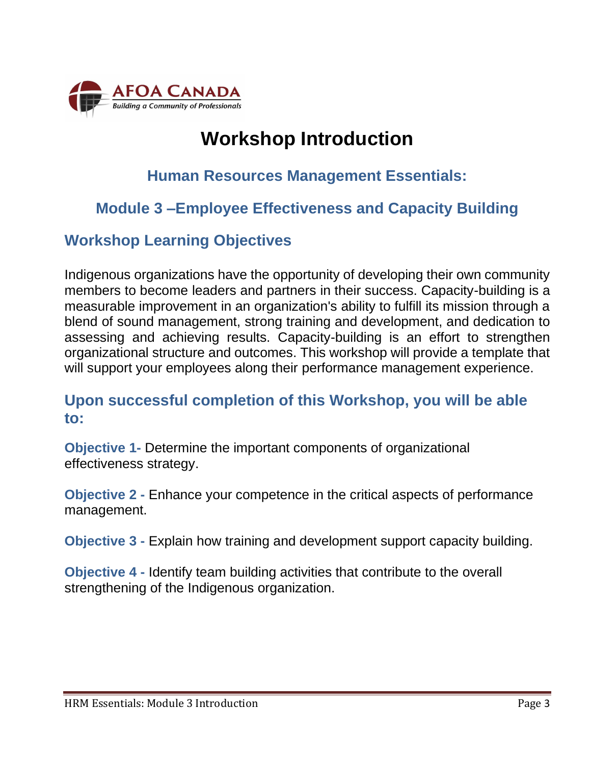# Workshop Introduction

## Human Resources Management Essentials:

## Module 3 –Employee Effectiveness and Capacity Building

## Workshop Learning Objectives

Indigenous organizations have the opportunity of developing their own community members to become leaders and partners in their success. Capacity-building is a measurable improvement in an organization's ability to fulfill its mission through a blend of sound management, strong training and development, and dedication to assessing and achieving results. Capacity-building is an effort to strengthen organizational structure and outcomes. This workshop will provide a template that will support your employees along their performance management experience.

## Upon successful completion of this Workshop, you will be able to:

**Objective 1-** Determine the important components of organizational effectiveness strategy.

**Objective 2 -** Enhance your competence in the critical aspects of performance management.

**Objective 3 -** Explain how training and development support capacity building.

**Objective 4 -** Identify team building activities that contribute to the overall strengthening of the Indigenous organization.